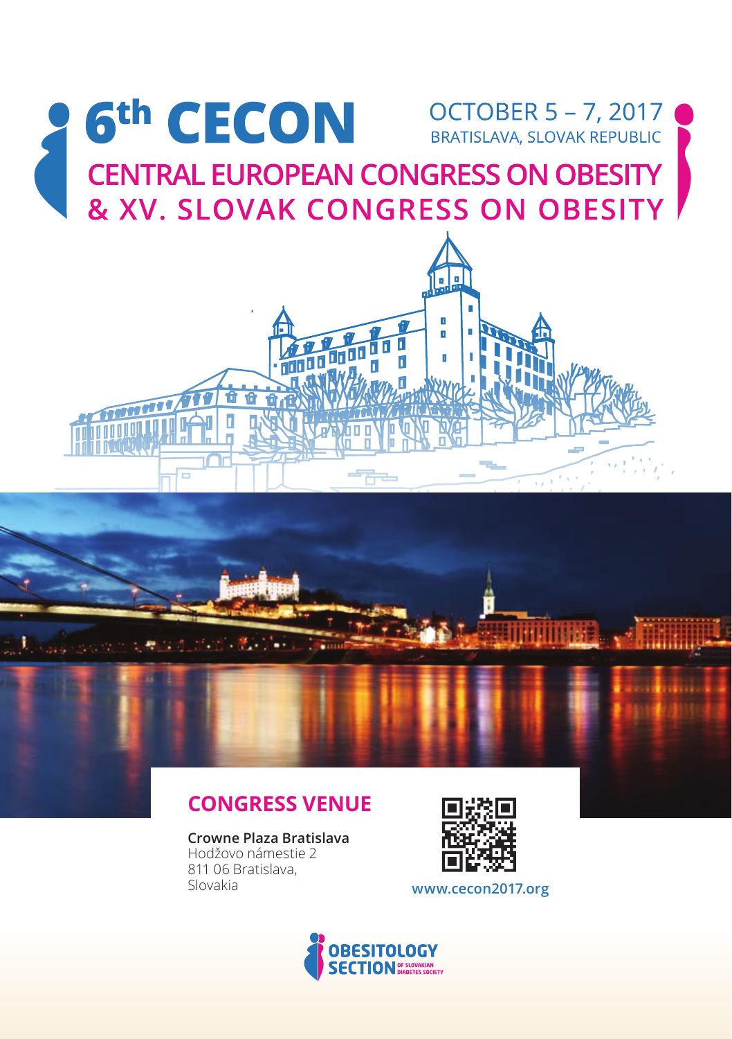# 6th CECON

OCTOBER 5 – 7, 2017
BRATISLAVA, SLOVAK REPUBLIC

## CENTRAL EUROPEAN CONGRESS ON OBESITY & XV. SLOVAK CONGRESS ON OBESITY

## CONGRESS VENUE

**Crowne Plaza Bratislava**
Hodžovo námestie 2
811 06 Bratislava,
Slovakia

**www.cecon2017.org**

OBESITOLOGY SECTION OF SLOVAKIAN DIABETES SOCIETY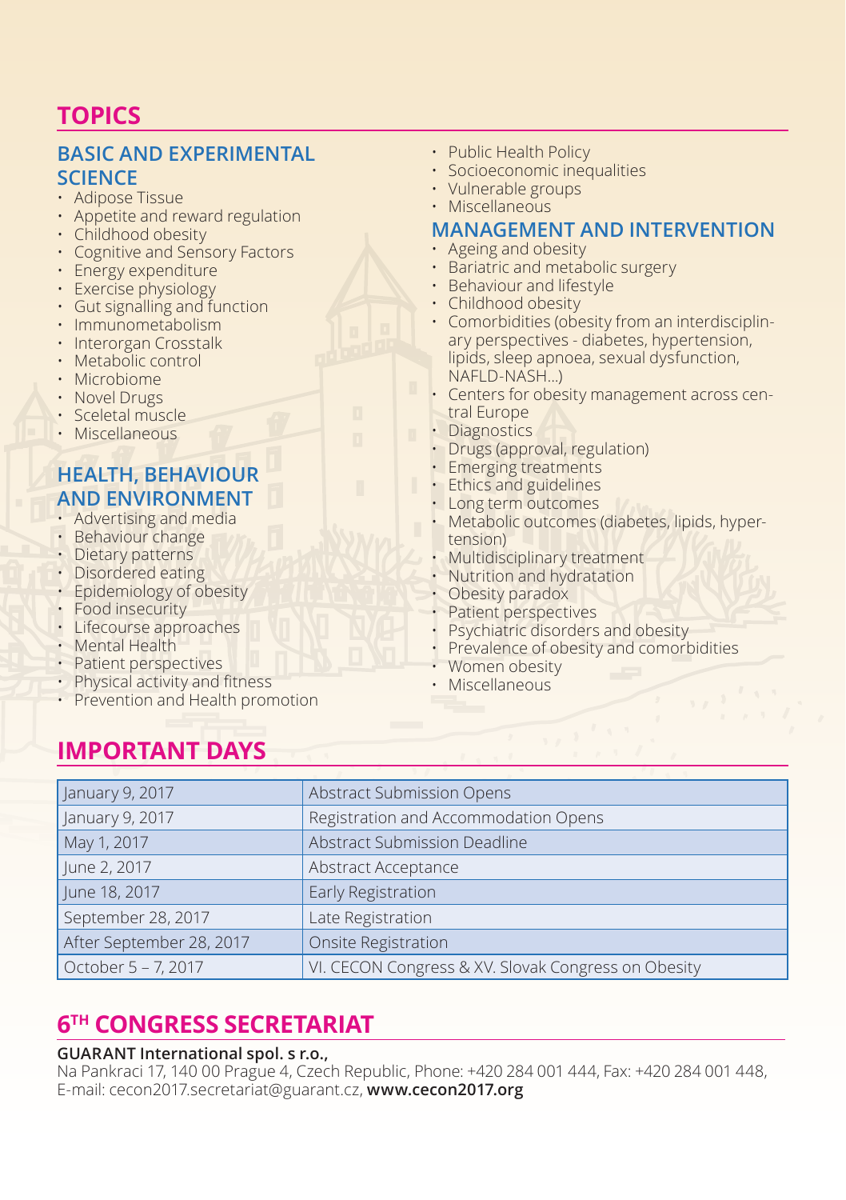# TOPICS

## BASIC AND EXPERIMENTAL SCIENCE

- Adipose Tissue
- Appetite and reward regulation
- Childhood obesity
- Cognitive and Sensory Factors
- Energy expenditure
- Exercise physiology
- Gut signalling and function
- Immunometabolism
- Interorgan Crosstalk
- Metabolic control
- Microbiome
- Novel Drugs
- Sceletal muscle
- Miscellaneous

## HEALTH, BEHAVIOUR AND ENVIRONMENT

- Advertising and media
- Behaviour change
- Dietary patterns
- Disordered eating
- Epidemiology of obesity
- Food insecurity
- Lifecourse approaches
- Mental Health
- Patient perspectives
- Physical activity and fitness
- Prevention and Health promotion
- Public Health Policy
- Socioeconomic inequalities
- Vulnerable groups
- Miscellaneous

## MANAGEMENT AND INTERVENTION

- Ageing and obesity
- Bariatric and metabolic surgery
- Behaviour and lifestyle
- Childhood obesity
- Comorbidities (obesity from an interdisciplinary perspectives - diabetes, hypertension, lipids, sleep apnoea, sexual dysfunction, NAFLD-NASH...)
- Centers for obesity management across central Europe
- Diagnostics
- Drugs (approval, regulation)
- Emerging treatments
- Ethics and guidelines
- Long term outcomes
- Metabolic outcomes (diabetes, lipids, hypertension)
- Multidisciplinary treatment
- Nutrition and hydratation
- Obesity paradox
- Patient perspectives
- Psychiatric disorders and obesity
- Prevalence of obesity and comorbidities
- Women obesity
- Miscellaneous

# IMPORTANT DAYS

| | |
|---|---|
| January 9, 2017 | Abstract Submission Opens |
| January 9, 2017 | Registration and Accommodation Opens |
| May 1, 2017 | Abstract Submission Deadline |
| June 2, 2017 | Abstract Acceptance |
| June 18, 2017 | Early Registration |
| September 28, 2017 | Late Registration |
| After September 28, 2017 | Onsite Registration |
| October 5 – 7, 2017 | VI. CECON Congress & XV. Slovak Congress on Obesity |

# 6TH CONGRESS SECRETARIAT

**GUARANT International spol. s r.o.,**
Na Pankraci 17, 140 00 Prague 4, Czech Republic, Phone: +420 284 001 444, Fax: +420 284 001 448,
E-mail: cecon2017.secretariat@guarant.cz, **www.cecon2017.org**